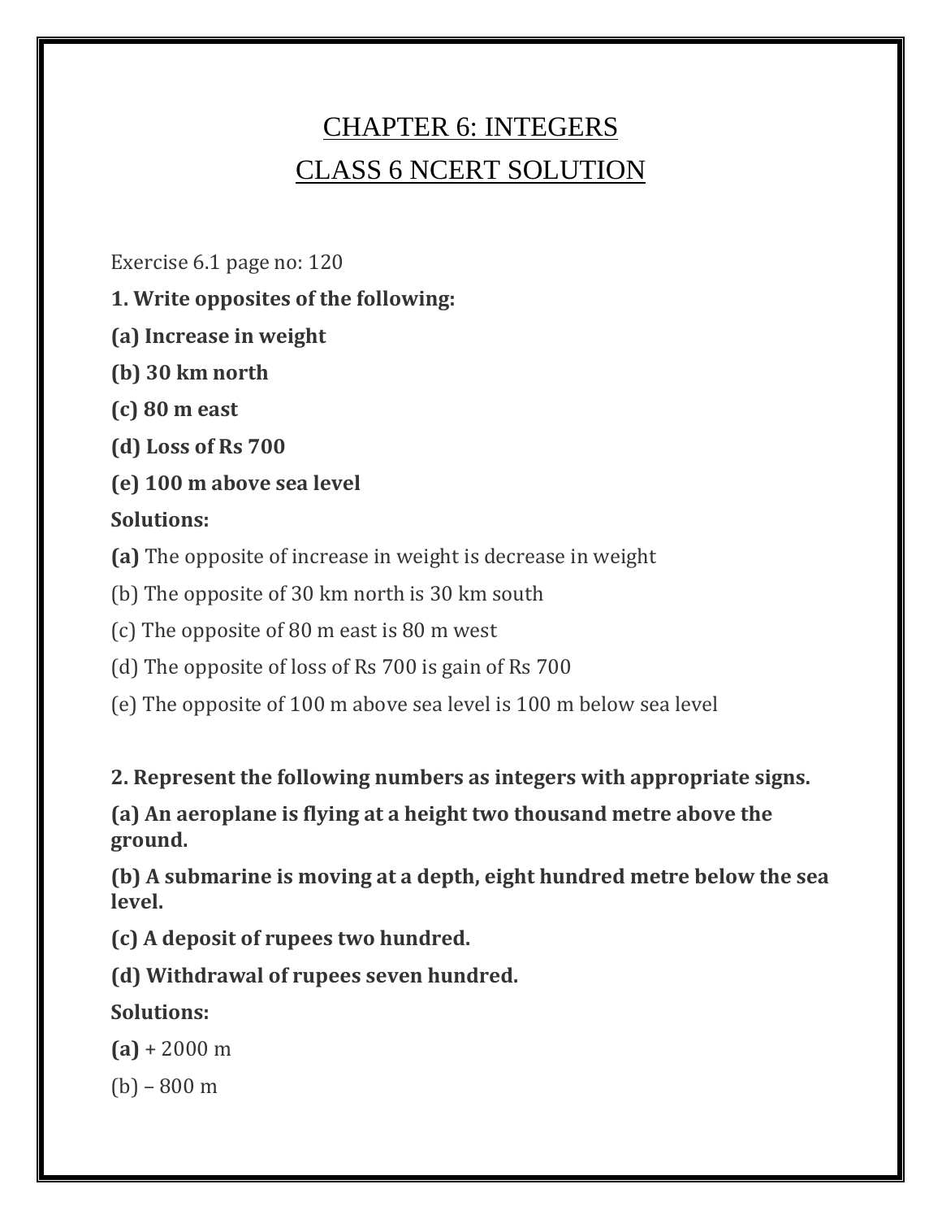# CHAPTER 6: INTEGERS

# CLASS 6 NCERT SOLUTION

Exercise 6.1 page no: 120

**1. Write opposites of the following:**

**(a) Increase in weight**

**(b) 30 km north**

**(c) 80 m east**

**(d) Loss of Rs 700**

**(e) 100 m above sea level**

**Solutions:**

**(a)** The opposite of increase in weight is decrease in weight

(b) The opposite of 30 km north is 30 km south

(c) The opposite of 80 m east is 80 m west

(d) The opposite of loss of Rs 700 is gain of Rs 700

(e) The opposite of 100 m above sea level is 100 m below sea level

**2. Represent the following numbers as integers with appropriate signs.**

**(a) An aeroplane is flying at a height two thousand metre above the ground.**

**(b) A submarine is moving at a depth, eight hundred metre below the sea level.**

**(c) A deposit of rupees two hundred.**

**(d) Withdrawal of rupees seven hundred.**

**Solutions:**

**(a)** + 2000 m

(b) – 800 m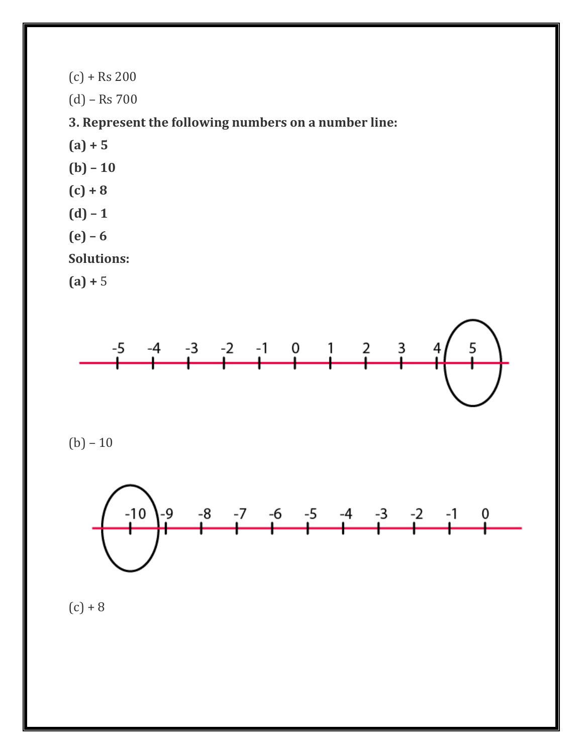(c) + Rs 200

(d) – Rs 700

**3. Represent the following numbers on a number line:**

**(a) + 5**

**(b) – 10**

**(c) + 8**

**(d) – 1**

**(e) – 6**

**Solutions:**

**(a) +** 5

(b) – 10

(c) + 8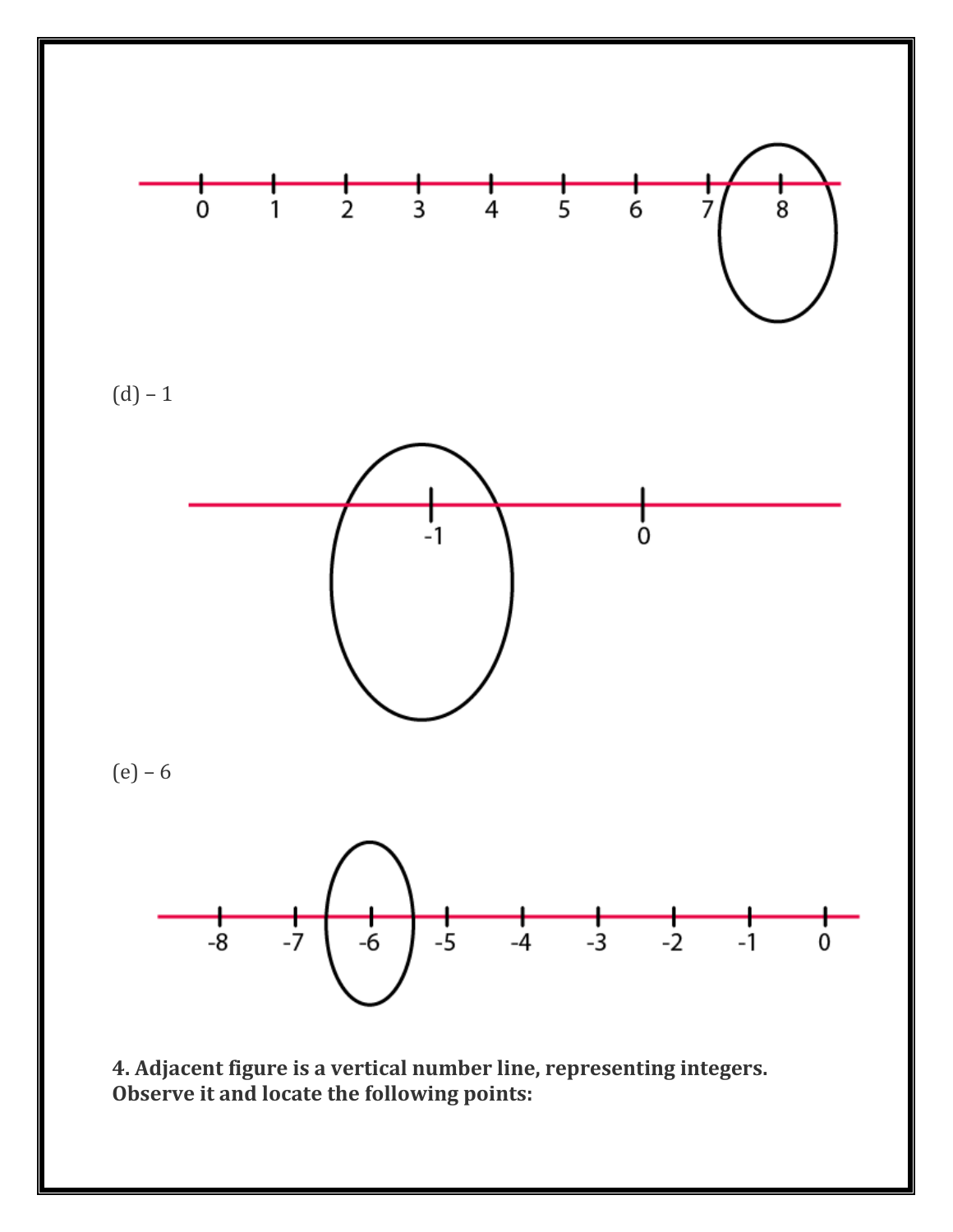(d) – 1

(e) – 6

**4. Adjacent figure is a vertical number line, representing integers. Observe it and locate the following points:**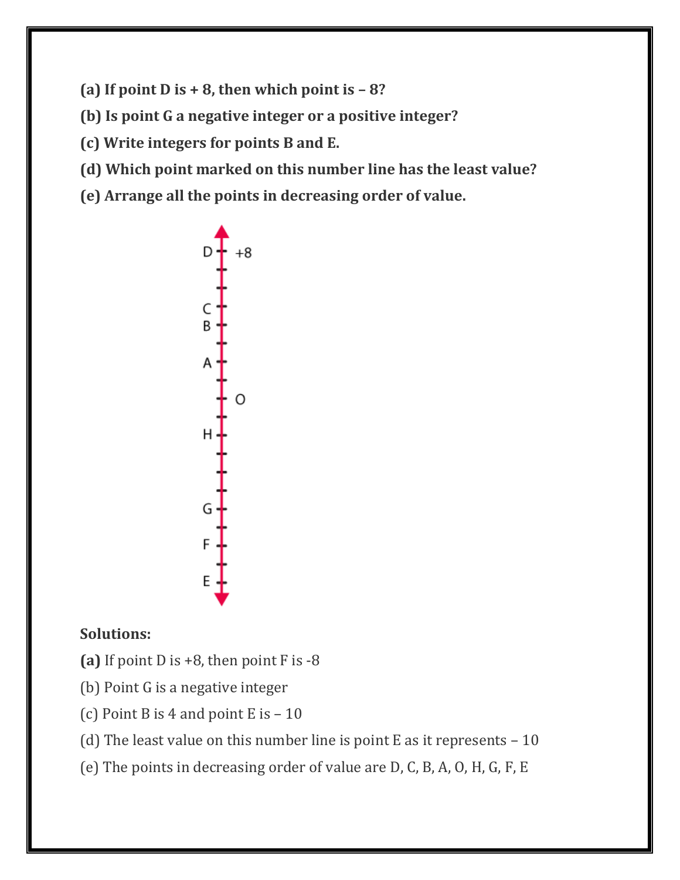**(a) If point D is + 8, then which point is – 8?**

**(b) Is point G a negative integer or a positive integer?**

**(c) Write integers for points B and E.**

**(d) Which point marked on this number line has the least value?**

**(e) Arrange all the points in decreasing order of value.**

**Solutions:**

**(a)** If point D is +8, then point F is -8

(b) Point G is a negative integer

(c) Point B is 4 and point E is – 10

(d) The least value on this number line is point E as it represents – 10

(e) The points in decreasing order of value are D, C, B, A, O, H, G, F, E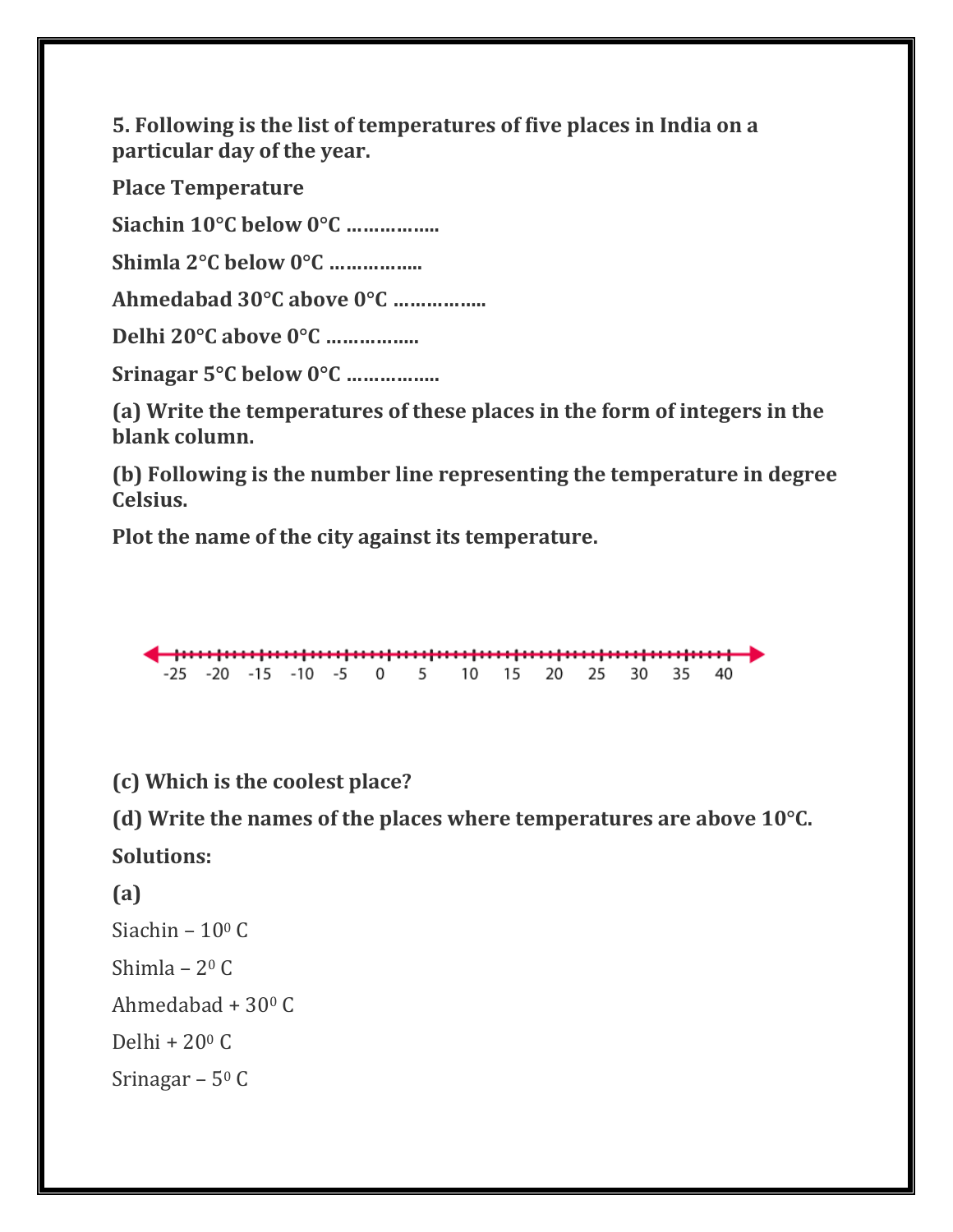**5. Following is the list of temperatures of five places in India on a particular day of the year.**

**Place Temperature**

**Siachin 10°C below 0°C ……………..**

**Shimla 2°C below 0°C ……………..**

**Ahmedabad 30°C above 0°C ……………..**

**Delhi 20°C above 0°C ……………..**

**Srinagar 5°C below 0°C ……………..**

**(a) Write the temperatures of these places in the form of integers in the blank column.**

**(b) Following is the number line representing the temperature in degree Celsius.**

**Plot the name of the city against its temperature.**

-25 -20 -15 -10 -5 0 5 10 15 20 25 30 35 40

**(c) Which is the coolest place?**

**(d) Write the names of the places where temperatures are above 10°C.**

**Solutions:**

**(a)**

Siachin – $10^0$ C

Shimla – $2^0$ C

Ahmedabad + $30^0$ C

Delhi + $20^0$ C

Srinagar – $5^0$ C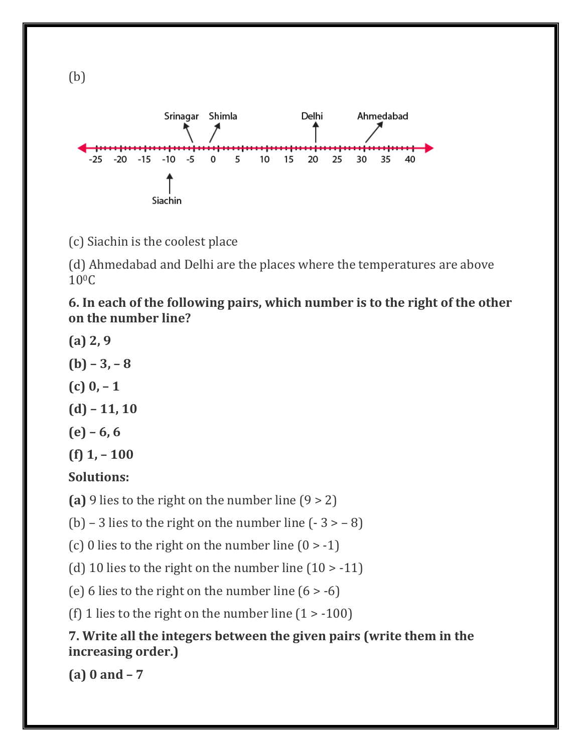(b)

(c) Siachin is the coolest place

(d) Ahmedabad and Delhi are the places where the temperatures are above $10^0$C

**6. In each of the following pairs, which number is to the right of the other on the number line?**

**(a) 2, 9**

**(b) – 3, – 8**

**(c) 0, – 1**

**(d) – 11, 10**

**(e) – 6, 6**

**(f) 1, – 100**

**Solutions:**

**(a)** 9 lies to the right on the number line (9 > 2)

(b) – 3 lies to the right on the number line (- 3 > – 8)

(c) 0 lies to the right on the number line (0 > -1)

(d) 10 lies to the right on the number line (10 > -11)

(e) 6 lies to the right on the number line (6 > -6)

(f) 1 lies to the right on the number line (1 > -100)

**7. Write all the integers between the given pairs (write them in the increasing order.)**

**(a) 0 and – 7**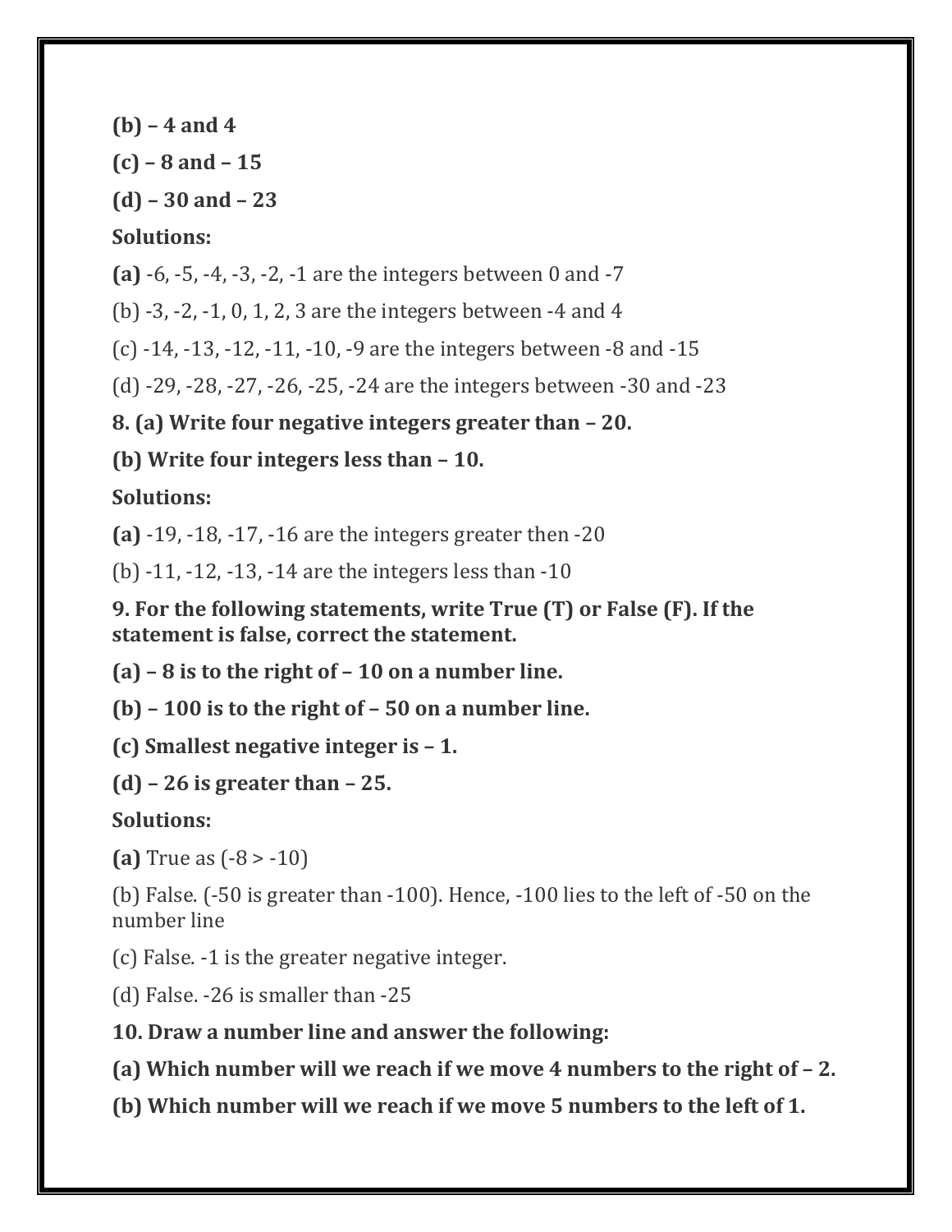**(b) – 4 and 4**

**(c) – 8 and – 15**

**(d) – 30 and – 23**

**Solutions:**

**(a)** -6, -5, -4, -3, -2, -1 are the integers between 0 and -7

(b) -3, -2, -1, 0, 1, 2, 3 are the integers between -4 and 4

(c) -14, -13, -12, -11, -10, -9 are the integers between -8 and -15

(d) -29, -28, -27, -26, -25, -24 are the integers between -30 and -23

**8. (a) Write four negative integers greater than – 20.**

**(b) Write four integers less than – 10.**

**Solutions:**

**(a)** -19, -18, -17, -16 are the integers greater then -20

(b) -11, -12, -13, -14 are the integers less than -10

**9. For the following statements, write True (T) or False (F). If the statement is false, correct the statement.**

**(a) – 8 is to the right of – 10 on a number line.**

**(b) – 100 is to the right of – 50 on a number line.**

**(c) Smallest negative integer is – 1.**

**(d) – 26 is greater than – 25.**

**Solutions:**

**(a)** True as (-8 > -10)

(b) False. (-50 is greater than -100). Hence, -100 lies to the left of -50 on the number line

(c) False. -1 is the greater negative integer.

(d) False. -26 is smaller than -25

**10. Draw a number line and answer the following:**

**(a) Which number will we reach if we move 4 numbers to the right of – 2.**

**(b) Which number will we reach if we move 5 numbers to the left of 1.**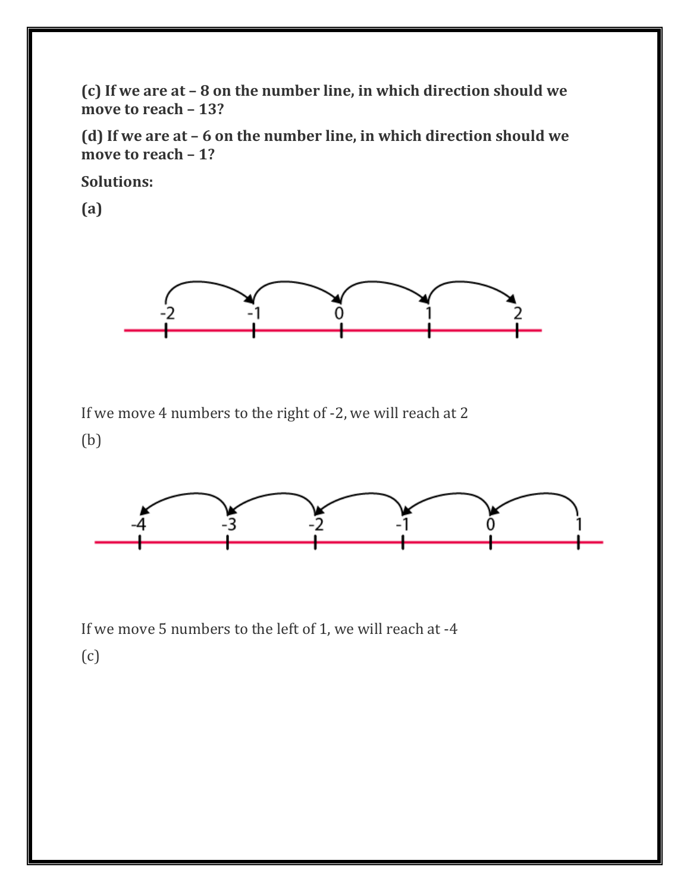**(c) If we are at – 8 on the number line, in which direction should we move to reach – 13?**

**(d) If we are at – 6 on the number line, in which direction should we move to reach – 1?**

**Solutions:**

**(a)**

If we move 4 numbers to the right of -2, we will reach at 2

(b)

If we move 5 numbers to the left of 1, we will reach at -4

(c)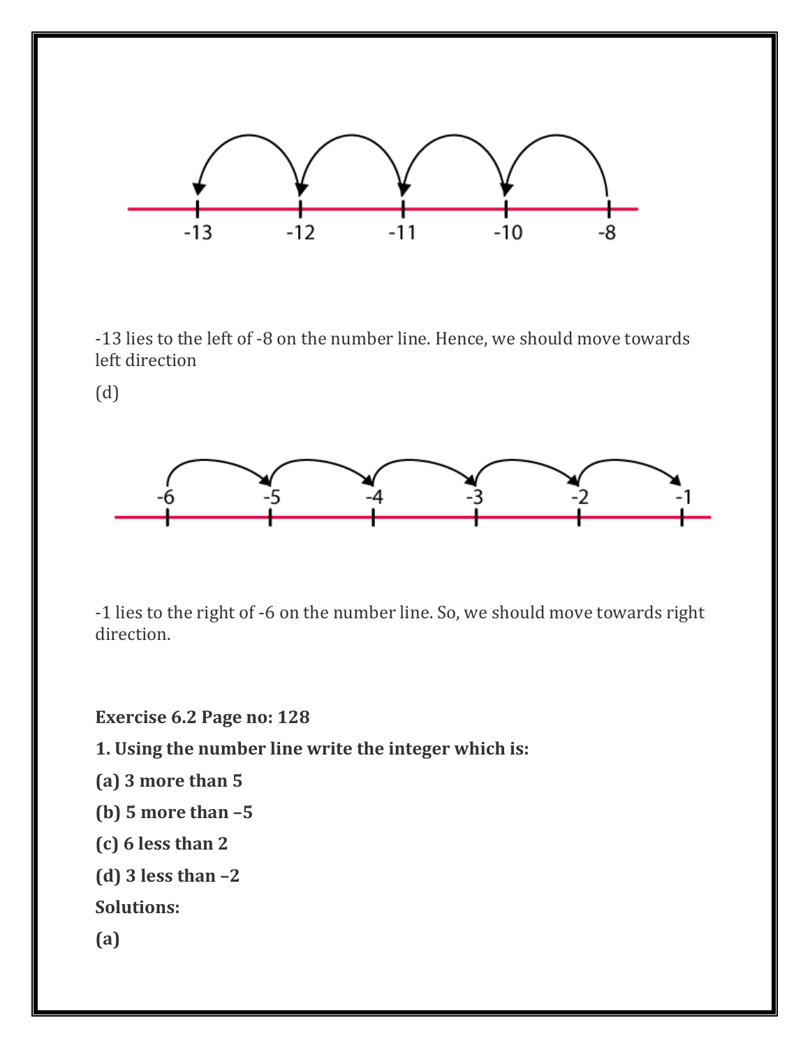-13 lies to the left of -8 on the number line. Hence, we should move towards left direction

(d)

-1 lies to the right of -6 on the number line. So, we should move towards right direction.

**Exercise 6.2 Page no: 128**

**1. Using the number line write the integer which is:**

**(a) 3 more than 5**

**(b) 5 more than –5**

**(c) 6 less than 2**

**(d) 3 less than –2**

**Solutions:**

**(a)**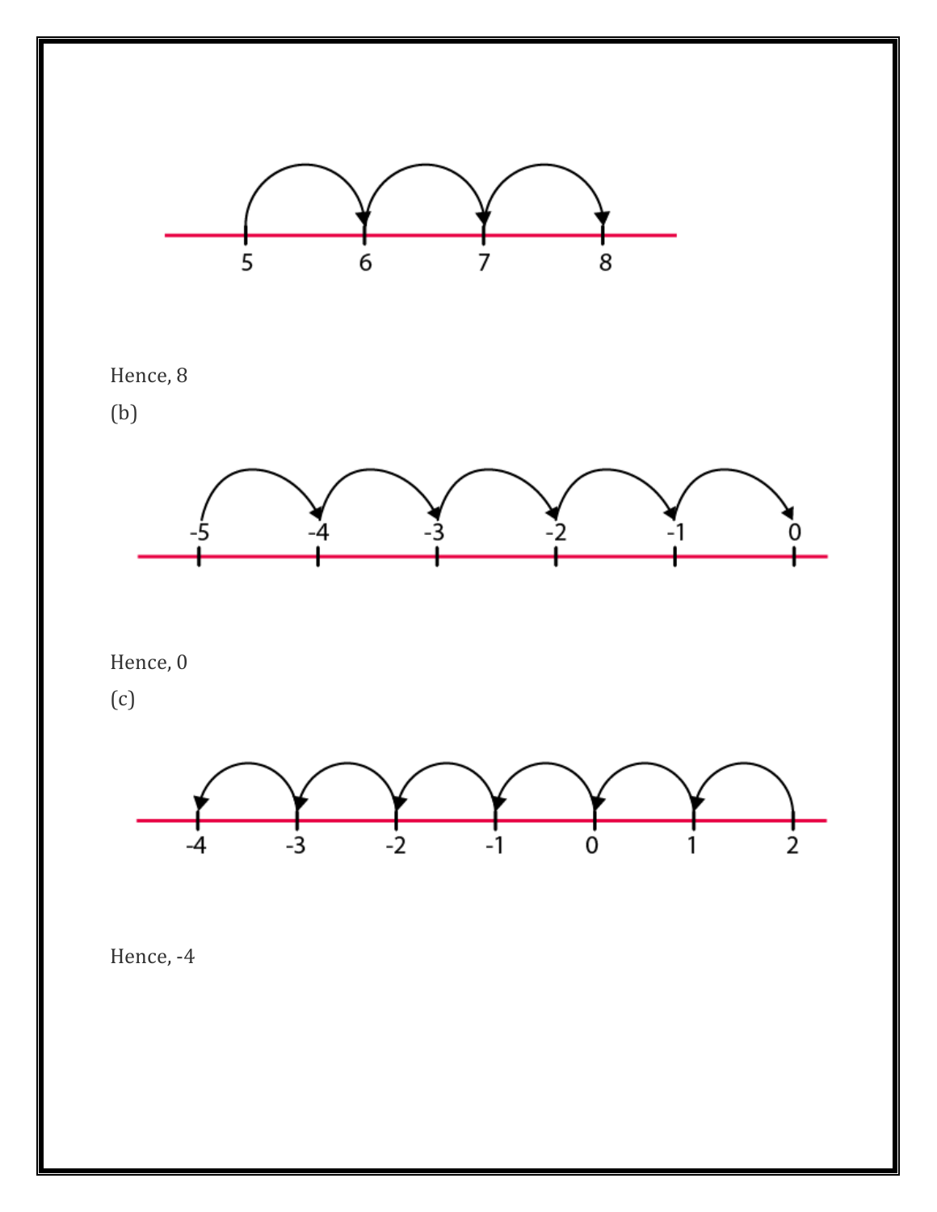Hence, 8

(b)

Hence, 0

(c)

Hence, -4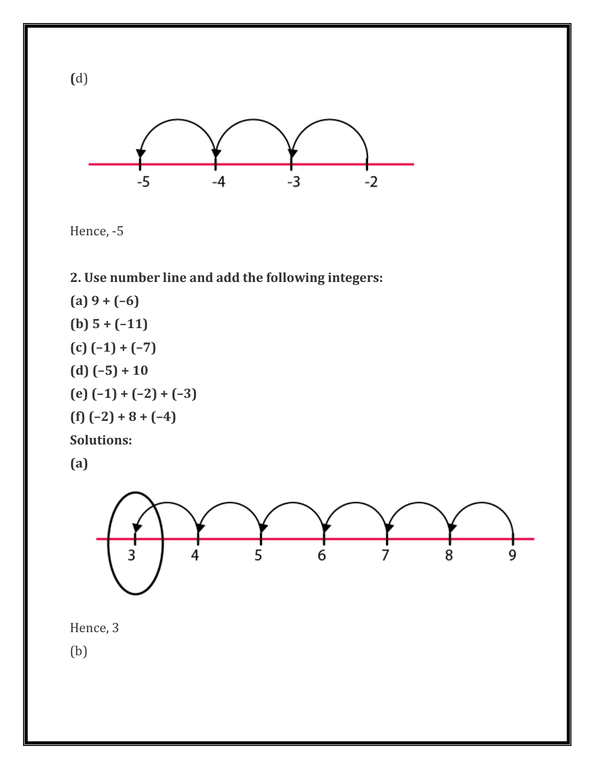(d)

Hence, -5

**2. Use number line and add the following integers:**

**(a) 9 + (–6)**

**(b) 5 + (–11)**

**(c) (–1) + (–7)**

**(d) (–5) + 10**

**(e) (–1) + (–2) + (–3)**

**(f) (–2) + 8 + (–4)**

**Solutions:**

**(a)**

Hence, 3

(b)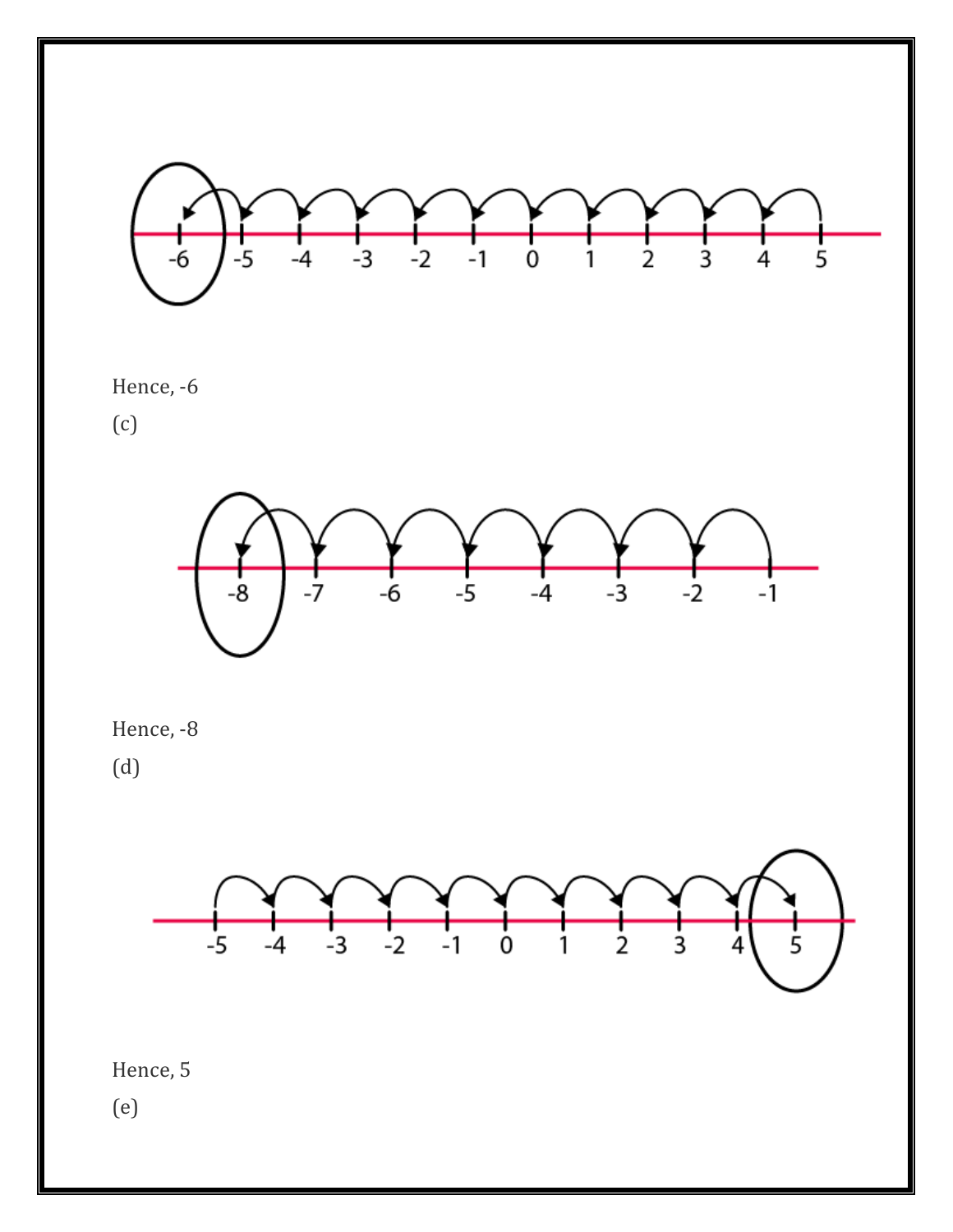Hence, -6

(c)

Hence, -8

(d)

Hence, 5

(e)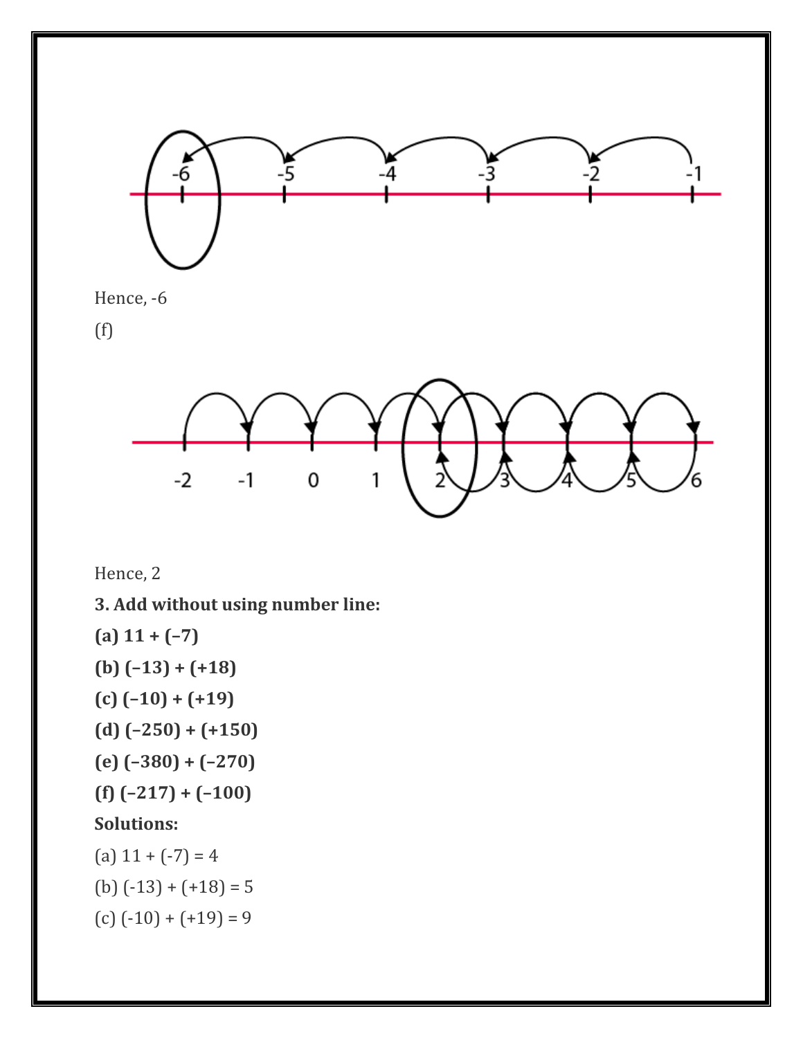Hence, -6

(f)

Hence, 2

**3. Add without using number line:**

**(a) 11 + (–7)**

**(b) (–13) + (+18)**

**(c) (–10) + (+19)**

**(d) (–250) + (+150)**

**(e) (–380) + (–270)**

**(f) (–217) + (–100)**

**Solutions:**

(a) 11 + (-7) = 4

(b) (-13) + (+18) = 5

(c) (-10) + (+19) = 9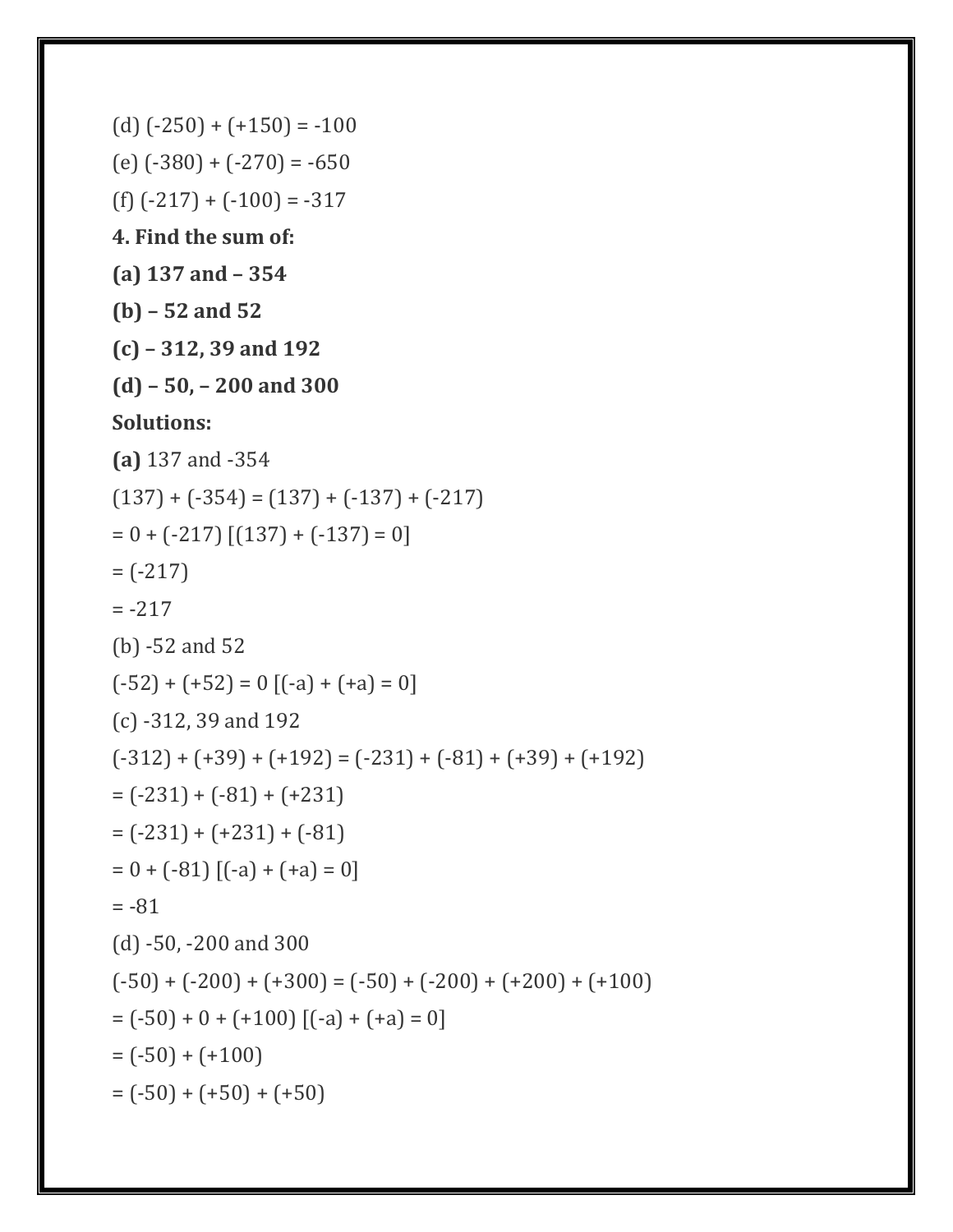(d) $(-250) + (+150) = -100$

(e) $(-380) + (-270) = -650$

(f) $(-217) + (-100) = -317$

**4. Find the sum of:**

**(a) 137 and – 354**

**(b) – 52 and 52**

**(c) – 312, 39 and 192**

**(d) – 50, – 200 and 300**

**Solutions:**

**(a)** 137 and -354

$(137) + (-354) = (137) + (-137) + (-217)$

$= 0 + (-217)$ [$(137) + (-137) = 0$]

$= (-217)$

$= -217$

(b) -52 and 52

$(-52) + (+52) = 0$ [$(-a) + (+a) = 0$]

(c) -312, 39 and 192

$(-312) + (+39) + (+192) = (-231) + (-81) + (+39) + (+192)$

$= (-231) + (-81) + (+231)$

$= (-231) + (+231) + (-81)$

$= 0 + (-81)$ [$(-a) + (+a) = 0$]

$= -81$

(d) -50, -200 and 300

$(-50) + (-200) + (+300) = (-50) + (-200) + (+200) + (+100)$

$= (-50) + 0 + (+100)$ [$(-a) + (+a) = 0$]

$= (-50) + (+100)$

$= (-50) + (+50) + (+50)$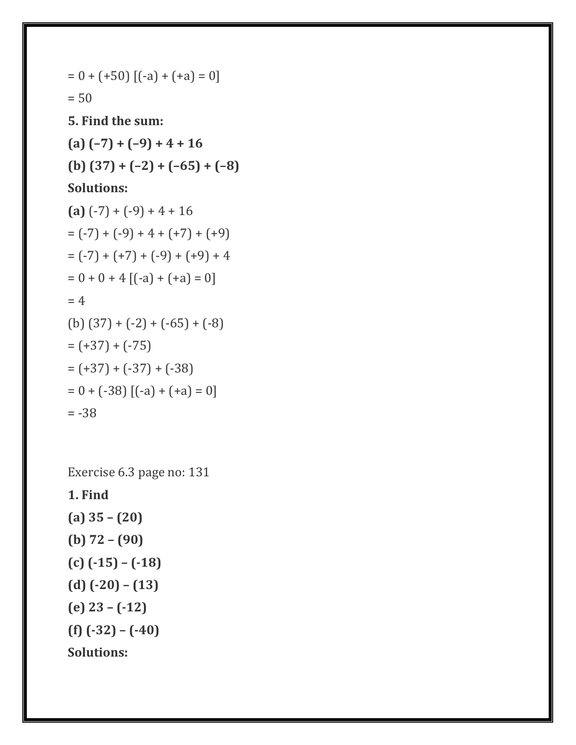= 0 + (+50) [(-a) + (+a) = 0]

= 50

**5. Find the sum:**

**(a) (−7) + (−9) + 4 + 16**

**(b) (37) + (−2) + (−65) + (−8)**

**Solutions:**

**(a)** (-7) + (-9) + 4 + 16

= (-7) + (-9) + 4 + (+7) + (+9)

= (-7) + (+7) + (-9) + (+9) + 4

= 0 + 0 + 4 [(-a) + (+a) = 0]

= 4

(b) (37) + (-2) + (-65) + (-8)

= (+37) + (-75)

= (+37) + (-37) + (-38)

= 0 + (-38) [(-a) + (+a) = 0]

= -38

Exercise 6.3 page no: 131

**1. Find**

**(a) 35 – (20)**

**(b) 72 – (90)**

**(c) (-15) – (-18)**

**(d) (-20) – (13)**

**(e) 23 – (-12)**

**(f) (-32) – (-40)**

**Solutions:**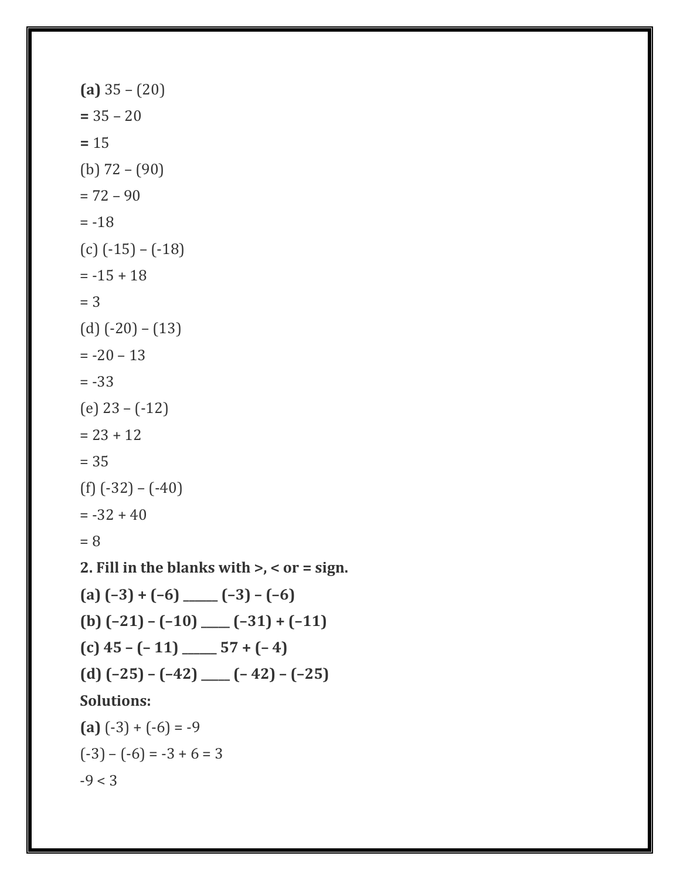**(a)** 35 – (20)

**=** 35 – 20

**=** 15

(b) 72 – (90)

= 72 – 90

= -18

(c) (-15) – (-18)

= -15 + 18

= 3

(d) (-20) – (13)

= -20 – 13

= -33

(e) 23 – (-12)

= 23 + 12

= 35

(f) (-32) – (-40)

= -32 + 40

= 8

**2. Fill in the blanks with >, < or = sign.**

**(a) (–3) + (–6) ______ (–3) – (–6)**

**(b) (–21) – (–10) _____ (–31) + (–11)**

**(c) 45 – (– 11) ______ 57 + (– 4)**

**(d) (–25) – (–42) _____ (– 42) – (–25)**

**Solutions:**

**(a)** (-3) + (-6) = -9

(-3) – (-6) = -3 + 6 = 3

-9 < 3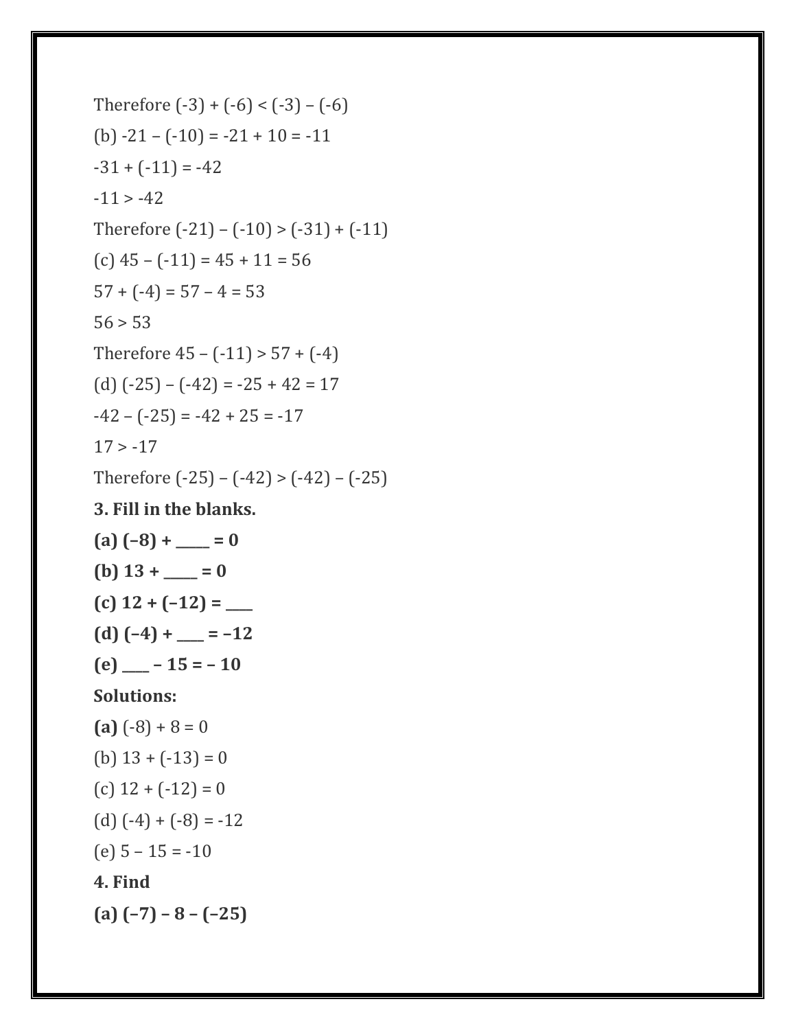Therefore $(-3) + (-6) < (-3) - (-6)$

(b) $-21 - (-10) = -21 + 10 = -11$

$-31 + (-11) = -42$

$-11 > -42$

Therefore $(-21) - (-10) > (-31) + (-11)$

(c) $45 - (-11) = 45 + 11 = 56$

$57 + (-4) = 57 - 4 = 53$

$56 > 53$

Therefore $45 - (-11) > 57 + (-4)$

(d) $(-25) - (-42) = -25 + 42 = 17$

$-42 - (-25) = -42 + 25 = -17$

$17 > -17$

Therefore $(-25) - (-42) > (-42) - (-25)$

**3. Fill in the blanks.**

**(a) $(-8) + \_\_\_\_\_ = 0$**

**(b) $13 + \_\_\_\_\_ = 0$**

**(c) $12 + (-12) = \_\_\_\_$**

**(d) $(-4) + \_\_\_\_ = -12$**

**(e) $\_\_\_\_ - 15 = -10$**

**Solutions:**

**(a)** $(-8) + 8 = 0$

(b) $13 + (-13) = 0$

(c) $12 + (-12) = 0$

(d) $(-4) + (-8) = -12$

(e) $5 - 15 = -10$

**4. Find**

**(a) $(-7) - 8 - (-25)$**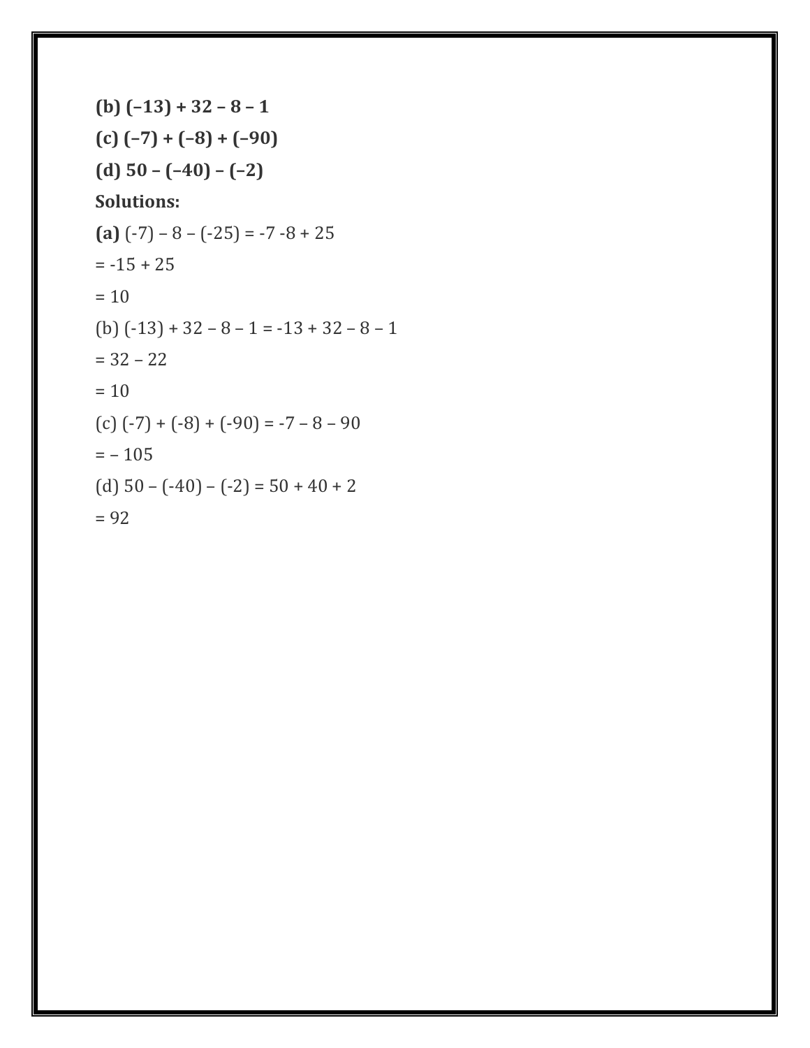**(b) $(-13) + 32 - 8 - 1$**

**(c) $(-7) + (-8) + (-90)$**

**(d) $50 - (-40) - (-2)$**

**Solutions:**

**(a)** $(-7) - 8 - (-25) = -7 - 8 + 25$

$= -15 + 25$

$= 10$

(b) $(-13) + 32 - 8 - 1 = -13 + 32 - 8 - 1$

$= 32 - 22$

$= 10$

(c) $(-7) + (-8) + (-90) = -7 - 8 - 90$

$= -105$

(d) $50 - (-40) - (-2) = 50 + 40 + 2$

$= 92$